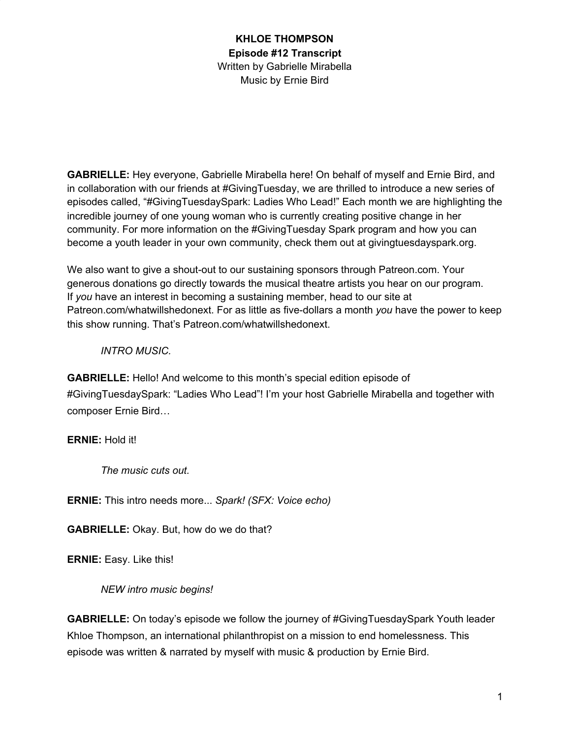**KHLOE THOMPSON**
**Episode #12 Transcript**
Written by Gabrielle Mirabella
Music by Ernie Bird

**GABRIELLE:** Hey everyone, Gabrielle Mirabella here! On behalf of myself and Ernie Bird, and in collaboration with our friends at #GivingTuesday, we are thrilled to introduce a new series of episodes called, "#GivingTuesdaySpark: Ladies Who Lead!" Each month we are highlighting the incredible journey of one young woman who is currently creating positive change in her community. For more information on the #GivingTuesday Spark program and how you can become a youth leader in your own community, check them out at givingtuesdayspark.org.

We also want to give a shout-out to our sustaining sponsors through Patreon.com. Your generous donations go directly towards the musical theatre artists you hear on our program. If *you* have an interest in becoming a sustaining member, head to our site at Patreon.com/whatwillshedonext. For as little as five-dollars a month *you* have the power to keep this show running. That's Patreon.com/whatwillshedonext.

*INTRO MUSIC.*

**GABRIELLE:** Hello! And welcome to this month's special edition episode of #GivingTuesdaySpark: "Ladies Who Lead"! I'm your host Gabrielle Mirabella and together with composer Ernie Bird…

**ERNIE:** Hold it!

*The music cuts out.*

**ERNIE:** This intro needs more... *Spark! (SFX: Voice echo)*

**GABRIELLE:** Okay. But, how do we do that?

**ERNIE:** Easy. Like this!

*NEW intro music begins!*

**GABRIELLE:** On today's episode we follow the journey of #GivingTuesdaySpark Youth leader Khloe Thompson, an international philanthropist on a mission to end homelessness. This episode was written & narrated by myself with music & production by Ernie Bird.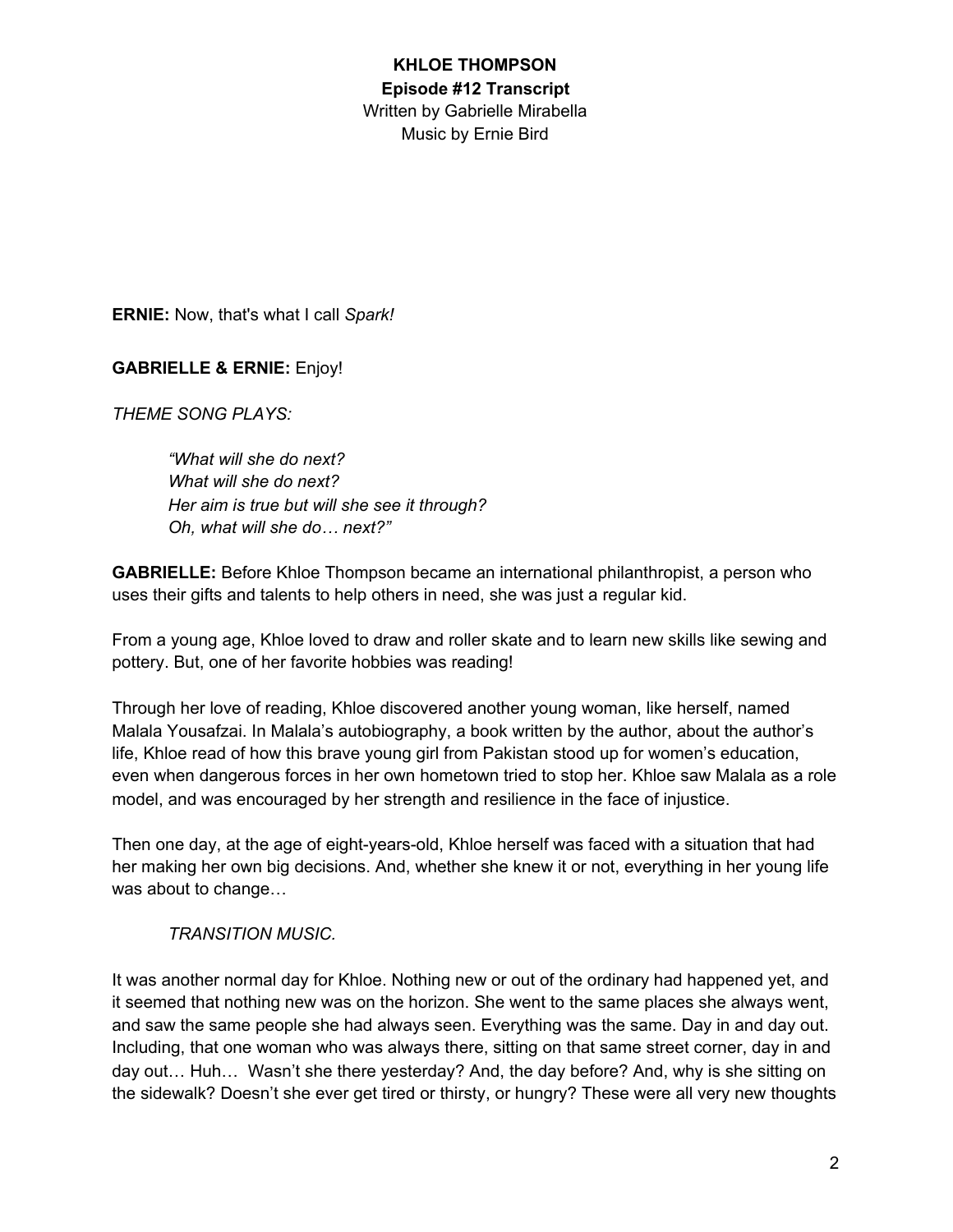**KHLOE THOMPSON**
**Episode #12 Transcript**
Written by Gabrielle Mirabella
Music by Ernie Bird

**ERNIE:** Now, that's what I call *Spark!*

**GABRIELLE & ERNIE:** Enjoy!

*THEME SONG PLAYS:*

> *"What will she do next?*
> *What will she do next?*
> *Her aim is true but will she see it through?*
> *Oh, what will she do… next?"*

**GABRIELLE:** Before Khloe Thompson became an international philanthropist, a person who uses their gifts and talents to help others in need, she was just a regular kid.

From a young age, Khloe loved to draw and roller skate and to learn new skills like sewing and pottery. But, one of her favorite hobbies was reading!

Through her love of reading, Khloe discovered another young woman, like herself, named Malala Yousafzai. In Malala's autobiography, a book written by the author, about the author's life, Khloe read of how this brave young girl from Pakistan stood up for women's education, even when dangerous forces in her own hometown tried to stop her. Khloe saw Malala as a role model, and was encouraged by her strength and resilience in the face of injustice.

Then one day, at the age of eight-years-old, Khloe herself was faced with a situation that had her making her own big decisions. And, whether she knew it or not, everything in her young life was about to change…

*TRANSITION MUSIC.*

It was another normal day for Khloe. Nothing new or out of the ordinary had happened yet, and it seemed that nothing new was on the horizon. She went to the same places she always went, and saw the same people she had always seen. Everything was the same. Day in and day out. Including, that one woman who was always there, sitting on that same street corner, day in and day out… Huh… Wasn't she there yesterday? And, the day before? And, why is she sitting on the sidewalk? Doesn't she ever get tired or thirsty, or hungry? These were all very new thoughts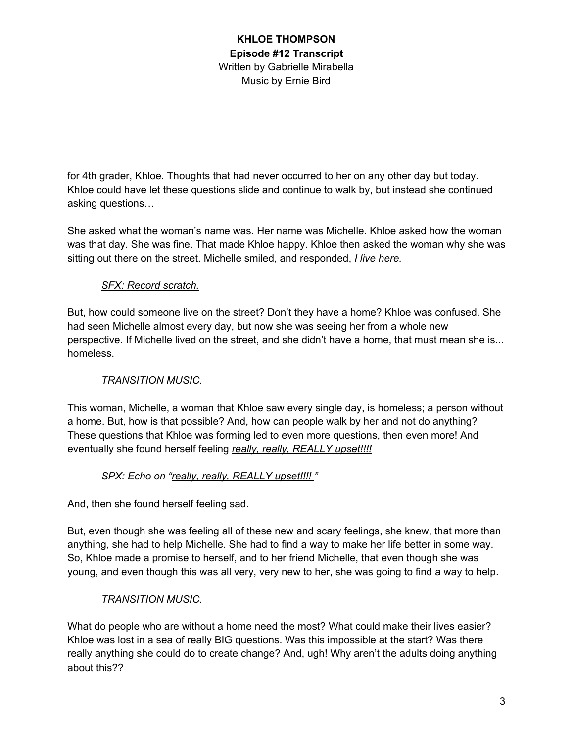for 4th grader, Khloe. Thoughts that had never occurred to her on any other day but today. Khloe could have let these questions slide and continue to walk by, but instead she continued asking questions…

She asked what the woman's name was. Her name was Michelle. Khloe asked how the woman was that day. She was fine. That made Khloe happy. Khloe then asked the woman why she was sitting out there on the street. Michelle smiled, and responded, *I live here.*

> *SFX: Record scratch.*

But, how could someone live on the street? Don't they have a home? Khloe was confused. She had seen Michelle almost every day, but now she was seeing her from a whole new perspective. If Michelle lived on the street, and she didn't have a home, that must mean she is... homeless.

> *TRANSITION MUSIC.*

This woman, Michelle, a woman that Khloe saw every single day, is homeless; a person without a home. But, how is that possible? And, how can people walk by her and not do anything? These questions that Khloe was forming led to even more questions, then even more! And eventually she found herself feeling *really, really, REALLY upset!!!!*

> *SPX: Echo on "really, really, REALLY upset!!!! "*

And, then she found herself feeling sad.

But, even though she was feeling all of these new and scary feelings, she knew, that more than anything, she had to help Michelle. She had to find a way to make her life better in some way. So, Khloe made a promise to herself, and to her friend Michelle, that even though she was young, and even though this was all very, very new to her, she was going to find a way to help.

> *TRANSITION MUSIC.*

What do people who are without a home need the most? What could make their lives easier? Khloe was lost in a sea of really BIG questions. Was this impossible at the start? Was there really anything she could do to create change? And, ugh! Why aren't the adults doing anything about this??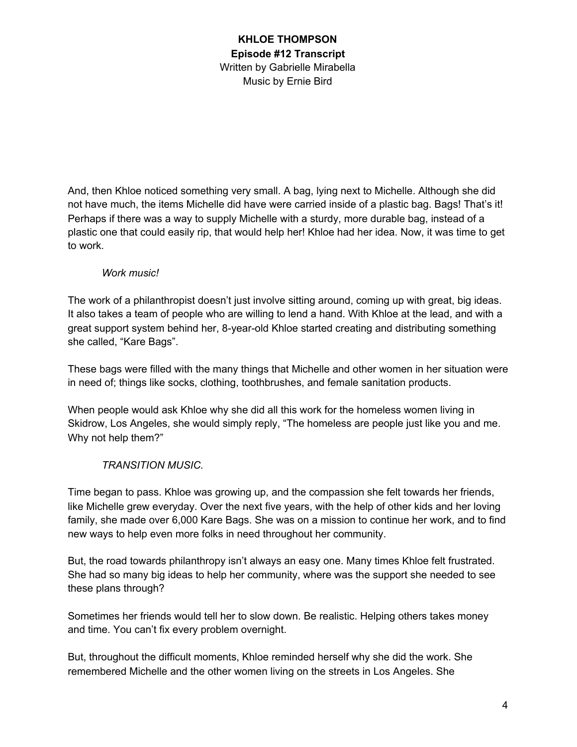And, then Khloe noticed something very small. A bag, lying next to Michelle. Although she did not have much, the items Michelle did have were carried inside of a plastic bag. Bags! That's it! Perhaps if there was a way to supply Michelle with a sturdy, more durable bag, instead of a plastic one that could easily rip, that would help her! Khloe had her idea. Now, it was time to get to work.

*Work music!*

The work of a philanthropist doesn't just involve sitting around, coming up with great, big ideas. It also takes a team of people who are willing to lend a hand. With Khloe at the lead, and with a great support system behind her, 8-year-old Khloe started creating and distributing something she called, "Kare Bags".

These bags were filled with the many things that Michelle and other women in her situation were in need of; things like socks, clothing, toothbrushes, and female sanitation products.

When people would ask Khloe why she did all this work for the homeless women living in Skidrow, Los Angeles, she would simply reply, "The homeless are people just like you and me. Why not help them?"

*TRANSITION MUSIC.*

Time began to pass. Khloe was growing up, and the compassion she felt towards her friends, like Michelle grew everyday. Over the next five years, with the help of other kids and her loving family, she made over 6,000 Kare Bags. She was on a mission to continue her work, and to find new ways to help even more folks in need throughout her community.

But, the road towards philanthropy isn't always an easy one. Many times Khloe felt frustrated. She had so many big ideas to help her community, where was the support she needed to see these plans through?

Sometimes her friends would tell her to slow down. Be realistic. Helping others takes money and time. You can't fix every problem overnight.

But, throughout the difficult moments, Khloe reminded herself why she did the work. She remembered Michelle and the other women living on the streets in Los Angeles. She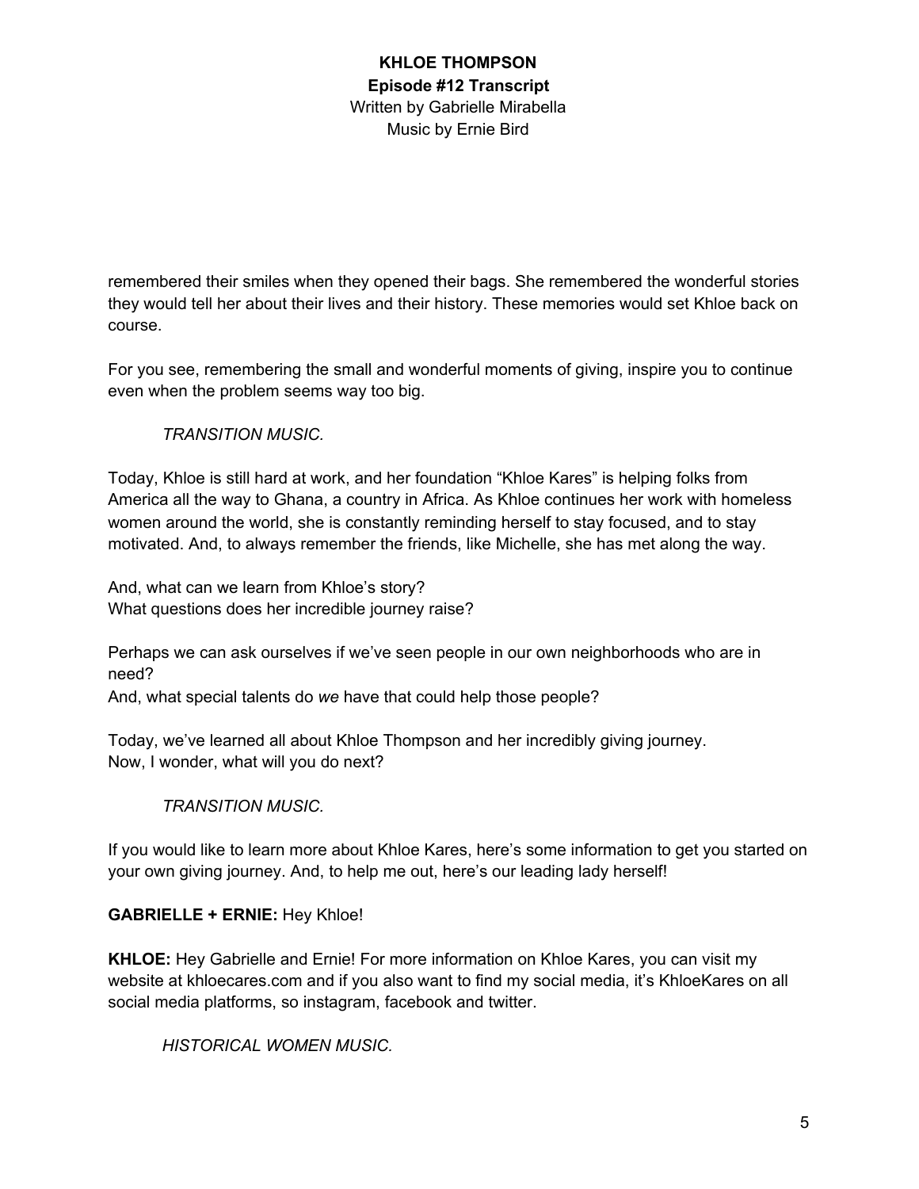remembered their smiles when they opened their bags. She remembered the wonderful stories they would tell her about their lives and their history. These memories would set Khloe back on course.

For you see, remembering the small and wonderful moments of giving, inspire you to continue even when the problem seems way too big.

*TRANSITION MUSIC.*

Today, Khloe is still hard at work, and her foundation "Khloe Kares" is helping folks from America all the way to Ghana, a country in Africa. As Khloe continues her work with homeless women around the world, she is constantly reminding herself to stay focused, and to stay motivated. And, to always remember the friends, like Michelle, she has met along the way.

And, what can we learn from Khloe's story?
What questions does her incredible journey raise?

Perhaps we can ask ourselves if we've seen people in our own neighborhoods who are in need?
And, what special talents do *we* have that could help those people?

Today, we've learned all about Khloe Thompson and her incredibly giving journey.
Now, I wonder, what will you do next?

*TRANSITION MUSIC.*

If you would like to learn more about Khloe Kares, here's some information to get you started on your own giving journey. And, to help me out, here's our leading lady herself!

**GABRIELLE + ERNIE:** Hey Khloe!

**KHLOE:** Hey Gabrielle and Ernie! For more information on Khloe Kares, you can visit my website at khloecares.com and if you also want to find my social media, it's KhloeKares on all social media platforms, so instagram, facebook and twitter.

*HISTORICAL WOMEN MUSIC.*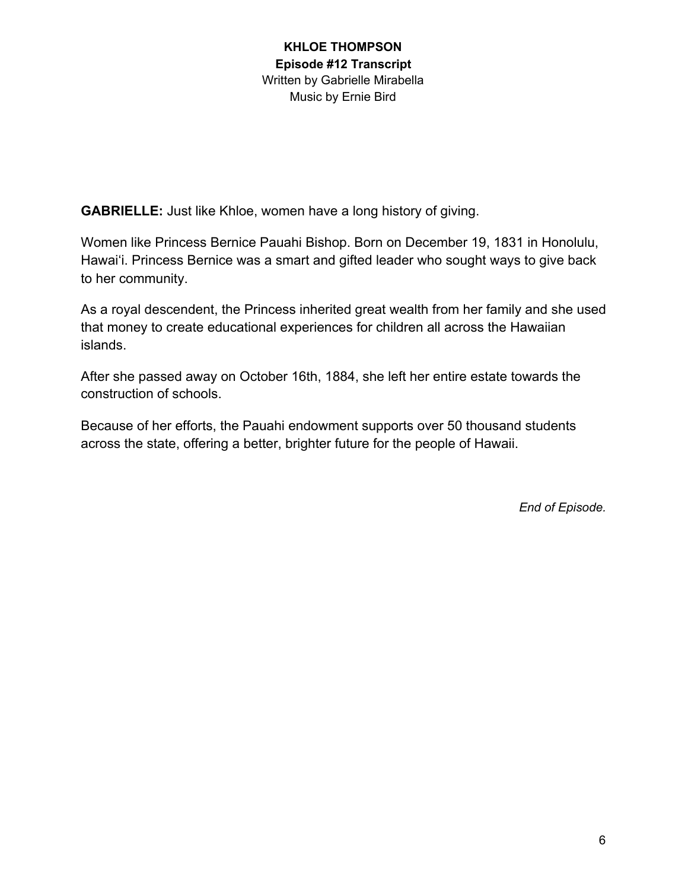**KHLOE THOMPSON**
**Episode #12 Transcript**
Written by Gabrielle Mirabella
Music by Ernie Bird

**GABRIELLE:** Just like Khloe, women have a long history of giving.

Women like Princess Bernice Pauahi Bishop. Born on December 19, 1831 in Honolulu, Hawaiʻi. Princess Bernice was a smart and gifted leader who sought ways to give back to her community.

As a royal descendent, the Princess inherited great wealth from her family and she used that money to create educational experiences for children all across the Hawaiian islands.

After she passed away on October 16th, 1884, she left her entire estate towards the construction of schools.

Because of her efforts, the Pauahi endowment supports over 50 thousand students across the state, offering a better, brighter future for the people of Hawaii.

*End of Episode.*